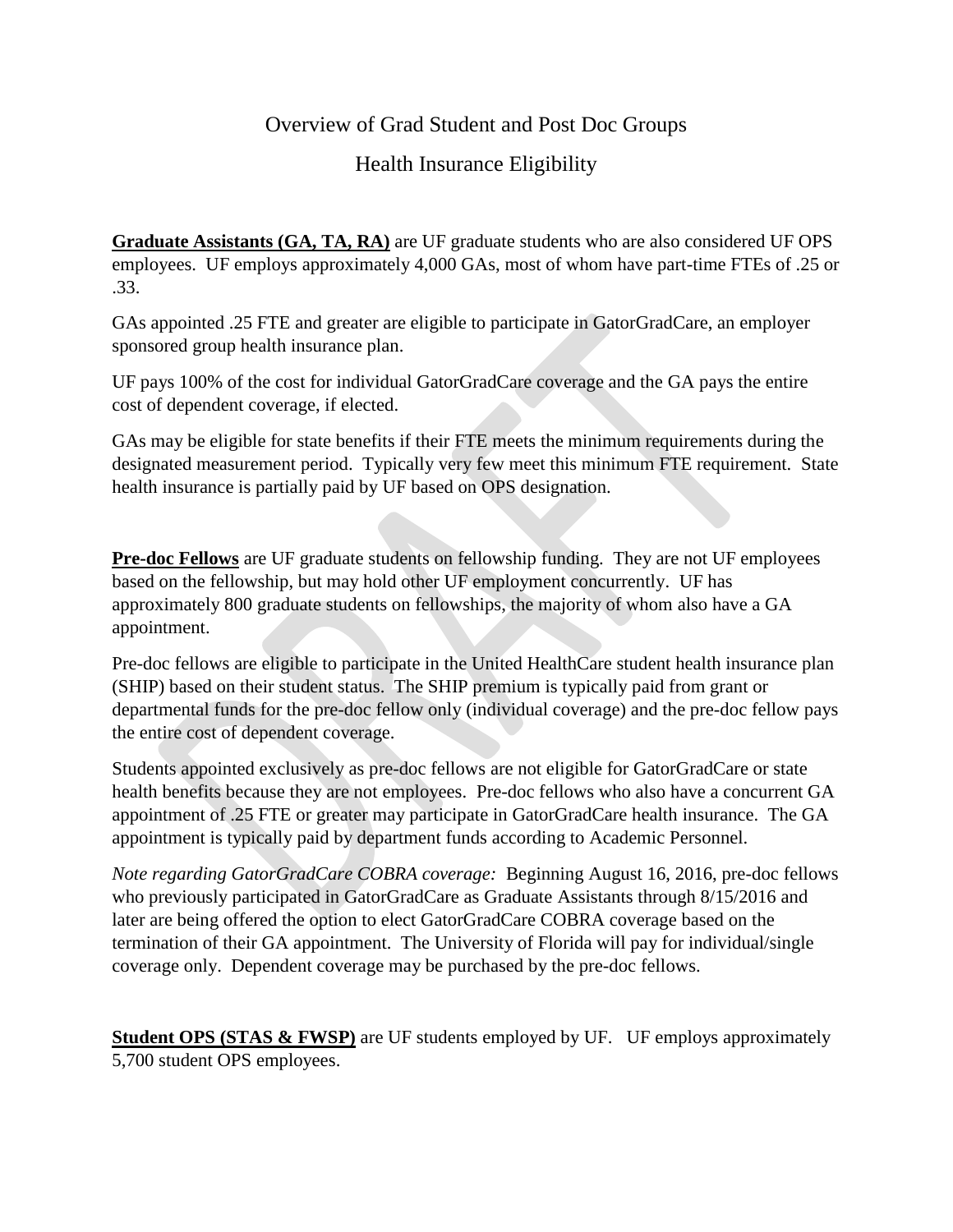# Overview of Grad Student and Post Doc Groups

## Health Insurance Eligibility

**Graduate Assistants (GA, TA, RA)** are UF graduate students who are also considered UF OPS employees. UF employs approximately 4,000 GAs, most of whom have part-time FTEs of .25 or .33.

GAs appointed .25 FTE and greater are eligible to participate in GatorGradCare, an employer sponsored group health insurance plan.

UF pays 100% of the cost for individual GatorGradCare coverage and the GA pays the entire cost of dependent coverage, if elected.

GAs may be eligible for state benefits if their FTE meets the minimum requirements during the designated measurement period. Typically very few meet this minimum FTE requirement. State health insurance is partially paid by UF based on OPS designation.

**Pre-doc Fellows** are UF graduate students on fellowship funding. They are not UF employees based on the fellowship, but may hold other UF employment concurrently. UF has approximately 800 graduate students on fellowships, the majority of whom also have a GA appointment.

Pre-doc fellows are eligible to participate in the United HealthCare student health insurance plan (SHIP) based on their student status. The SHIP premium is typically paid from grant or departmental funds for the pre-doc fellow only (individual coverage) and the pre-doc fellow pays the entire cost of dependent coverage.

Students appointed exclusively as pre-doc fellows are not eligible for GatorGradCare or state health benefits because they are not employees. Pre-doc fellows who also have a concurrent GA appointment of .25 FTE or greater may participate in GatorGradCare health insurance. The GA appointment is typically paid by department funds according to Academic Personnel.

*Note regarding GatorGradCare COBRA coverage:* Beginning August 16, 2016, pre-doc fellows who previously participated in GatorGradCare as Graduate Assistants through 8/15/2016 and later are being offered the option to elect GatorGradCare COBRA coverage based on the termination of their GA appointment. The University of Florida will pay for individual/single coverage only. Dependent coverage may be purchased by the pre-doc fellows.

**Student OPS (STAS & FWSP)** are UF students employed by UF. UF employs approximately 5,700 student OPS employees.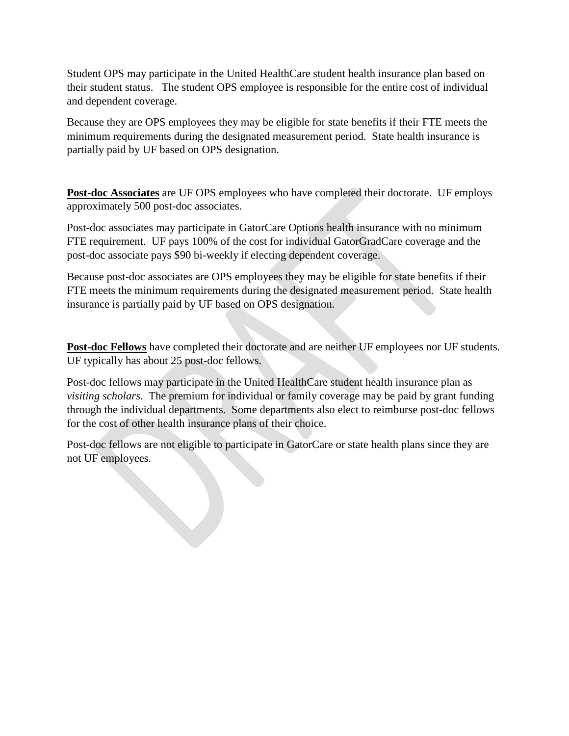Student OPS may participate in the United HealthCare student health insurance plan based on their student status. The student OPS employee is responsible for the entire cost of individual and dependent coverage.

Because they are OPS employees they may be eligible for state benefits if their FTE meets the minimum requirements during the designated measurement period. State health insurance is partially paid by UF based on OPS designation.

**Post-doc Associates** are UF OPS employees who have completed their doctorate. UF employs approximately 500 post-doc associates.

Post-doc associates may participate in GatorCare Options health insurance with no minimum FTE requirement. UF pays 100% of the cost for individual GatorGradCare coverage and the post-doc associate pays $90 bi-weekly if electing dependent coverage.

Because post-doc associates are OPS employees they may be eligible for state benefits if their FTE meets the minimum requirements during the designated measurement period. State health insurance is partially paid by UF based on OPS designation.

**Post-doc Fellows** have completed their doctorate and are neither UF employees nor UF students. UF typically has about 25 post-doc fellows.

Post-doc fellows may participate in the United HealthCare student health insurance plan as *visiting scholars*. The premium for individual or family coverage may be paid by grant funding through the individual departments. Some departments also elect to reimburse post-doc fellows for the cost of other health insurance plans of their choice.

Post-doc fellows are not eligible to participate in GatorCare or state health plans since they are not UF employees.